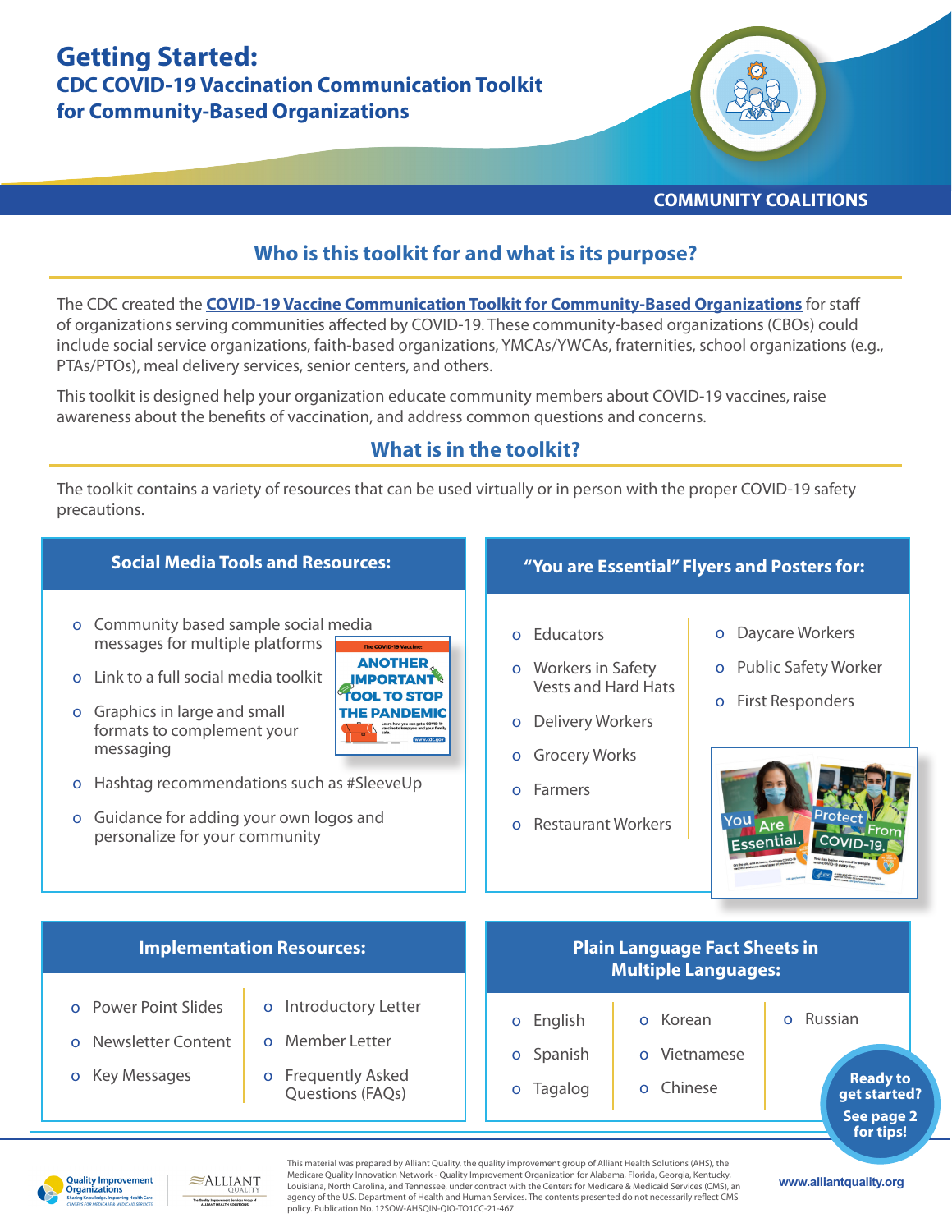# Getting Started:

## CDC COVID-19 Vaccination Communication Toolkit for Community-Based Organizations

COMMUNITY COALITIONS

## Who is this toolkit for and what is its purpose?

The CDC created the **COVID-19 Vaccine Communication Toolkit for Community-Based Organizations** for staff of organizations serving communities affected by COVID-19. These community-based organizations (CBOs) could include social service organizations, faith-based organizations, YMCAs/YWCAs, fraternities, school organizations (e.g., PTAs/PTOs), meal delivery services, senior centers, and others.

This toolkit is designed help your organization educate community members about COVID-19 vaccines, raise awareness about the benefits of vaccination, and address common questions and concerns.

## What is in the toolkit?

The toolkit contains a variety of resources that can be used virtually or in person with the proper COVID-19 safety precautions.

### Social Media Tools and Resources:

- Community based sample social media messages for multiple platforms
- Link to a full social media toolkit
- Graphics in large and small formats to complement your messaging
- Hashtag recommendations such as #SleeveUp
- Guidance for adding your own logos and personalize for your community

### "You are Essential" Flyers and Posters for:

- Educators
- Workers in Safety Vests and Hard Hats
- Delivery Workers
- Grocery Works
- Farmers
- Restaurant Workers
- Daycare Workers
- Public Safety Worker
- First Responders

### Implementation Resources:

- Power Point Slides
- Newsletter Content
- Key Messages
- Introductory Letter
- Member Letter
- Frequently Asked Questions (FAQs)

### Plain Language Fact Sheets in Multiple Languages:

- English
- Spanish
- Tagalog
- Korean
- Vietnamese
- Chinese
- Russian

**Ready to get started? See page 2 for tips!**

This material was prepared by Alliant Quality, the quality improvement group of Alliant Health Solutions (AHS), the Medicare Quality Innovation Network - Quality Improvement Organization for Alabama, Florida, Georgia, Kentucky, Louisiana, North Carolina, and Tennessee, under contract with the Centers for Medicare & Medicaid Services (CMS), an agency of the U.S. Department of Health and Human Services. The contents presented do not necessarily reflect CMS policy. Publication No. 12SOW-AHSQIN-QIO-TO1CC-21-467

www.alliantquality.org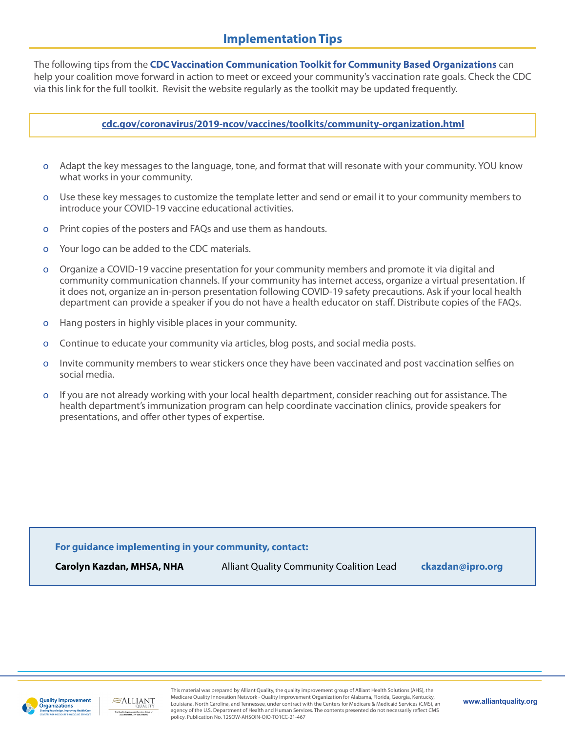## Implementation Tips

The following tips from the **CDC Vaccination Communication Toolkit for Community Based Organizations** can help your coalition move forward in action to meet or exceed your community's vaccination rate goals. Check the CDC via this link for the full toolkit. Revisit the website regularly as the toolkit may be updated frequently.

**cdc.gov/coronavirus/2019-ncov/vaccines/toolkits/community-organization.html**

- Adapt the key messages to the language, tone, and format that will resonate with your community. YOU know what works in your community.
- Use these key messages to customize the template letter and send or email it to your community members to introduce your COVID-19 vaccine educational activities.
- Print copies of the posters and FAQs and use them as handouts.
- Your logo can be added to the CDC materials.
- Organize a COVID-19 vaccine presentation for your community members and promote it via digital and community communication channels. If your community has internet access, organize a virtual presentation. If it does not, organize an in-person presentation following COVID-19 safety precautions. Ask if your local health department can provide a speaker if you do not have a health educator on staff. Distribute copies of the FAQs.
- Hang posters in highly visible places in your community.
- Continue to educate your community via articles, blog posts, and social media posts.
- Invite community members to wear stickers once they have been vaccinated and post vaccination selfies on social media.
- If you are not already working with your local health department, consider reaching out for assistance. The health department's immunization program can help coordinate vaccination clinics, provide speakers for presentations, and offer other types of expertise.

**For guidance implementing in your community, contact:**

**Carolyn Kazdan, MHSA, NHA** Alliant Quality Community Coalition Lead **ckazdan@ipro.org**

This material was prepared by Alliant Quality, the quality improvement group of Alliant Health Solutions (AHS), the Medicare Quality Innovation Network - Quality Improvement Organization for Alabama, Florida, Georgia, Kentucky, Louisiana, North Carolina, and Tennessee, under contract with the Centers for Medicare & Medicaid Services (CMS), an agency of the U.S. Department of Health and Human Services. The contents presented do not necessarily reflect CMS policy. Publication No. 12SOW-AHSQIN-QIO-TO1CC-21-467

www.alliantquality.org